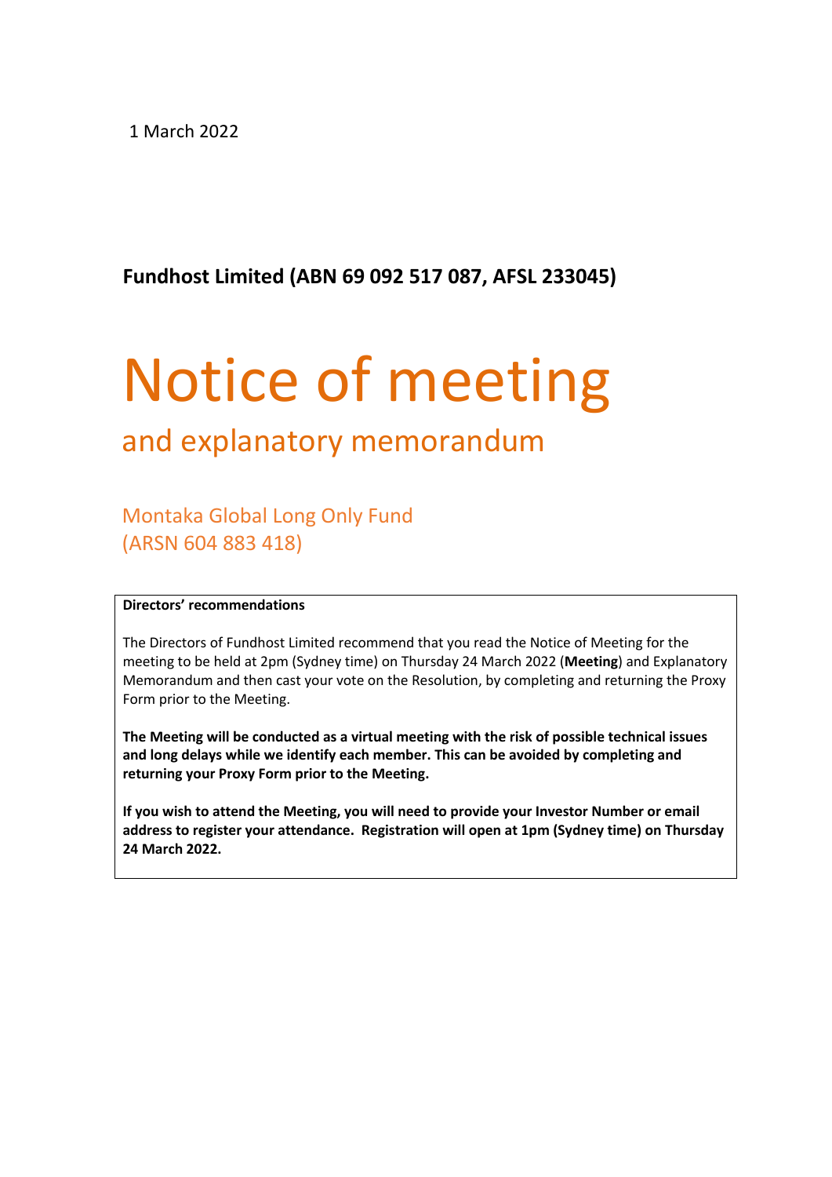1 March 2022

**Fundhost Limited (ABN 69 092 517 087, AFSL 233045)**

# Notice of meeting

## and explanatory memorandum

### Montaka Global Long Only Fund
### (ARSN 604 883 418)

**Directors' recommendations**

The Directors of Fundhost Limited recommend that you read the Notice of Meeting for the meeting to be held at 2pm (Sydney time) on Thursday 24 March 2022 (**Meeting**) and Explanatory Memorandum and then cast your vote on the Resolution, by completing and returning the Proxy Form prior to the Meeting.

**The Meeting will be conducted as a virtual meeting with the risk of possible technical issues and long delays while we identify each member. This can be avoided by completing and returning your Proxy Form prior to the Meeting.**

**If you wish to attend the Meeting, you will need to provide your Investor Number or email address to register your attendance. Registration will open at 1pm (Sydney time) on Thursday 24 March 2022.**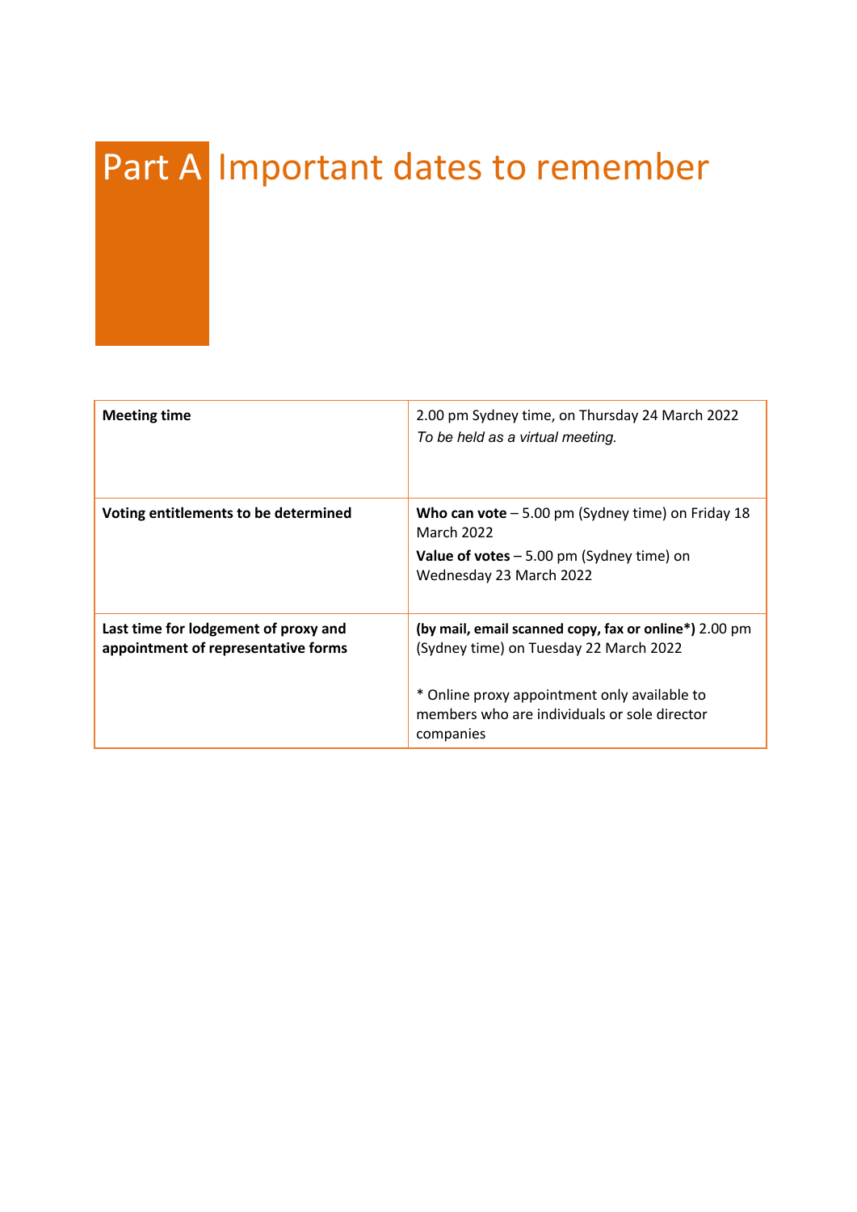# Part A Important dates to remember

| | |
|---|---|
| **Meeting time** | 2.00 pm Sydney time, on Thursday 24 March 2022<br>*To be held as a virtual meeting.* |
| **Voting entitlements to be determined** | **Who can vote** – 5.00 pm (Sydney time) on Friday 18 March 2022<br>**Value of votes** – 5.00 pm (Sydney time) on Wednesday 23 March 2022 |
| **Last time for lodgement of proxy and appointment of representative forms** | **(by mail, email scanned copy, fax or online*)** 2.00 pm (Sydney time) on Tuesday 22 March 2022<br><br>* Online proxy appointment only available to members who are individuals or sole director companies |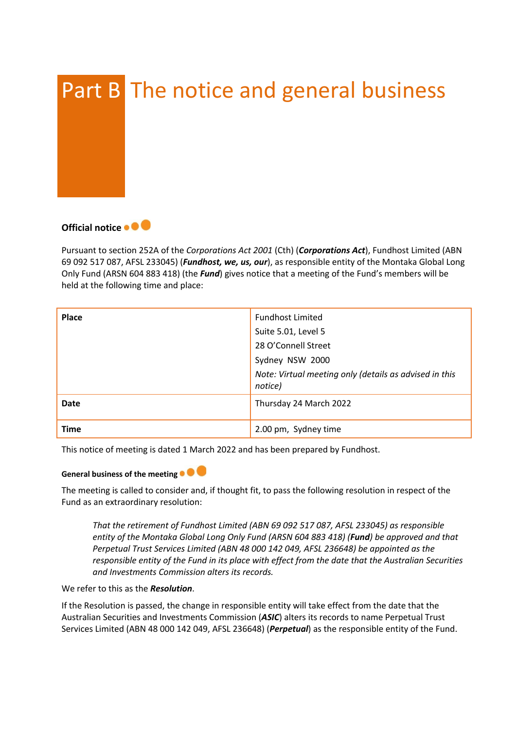# Part B The notice and general business

## Official notice

Pursuant to section 252A of the *Corporations Act 2001* (Cth) (***Corporations Act***), Fundhost Limited (ABN 69 092 517 087, AFSL 233045) (***Fundhost, we, us, our***), as responsible entity of the Montaka Global Long Only Fund (ARSN 604 883 418) (the ***Fund***) gives notice that a meeting of the Fund's members will be held at the following time and place:

| | |
|---|---|
| **Place** | Fundhost Limited<br>Suite 5.01, Level 5<br>28 O'Connell Street<br>Sydney NSW 2000<br>*Note: Virtual meeting only (details as advised in this notice)* |
| **Date** | Thursday 24 March 2022 |
| **Time** | 2.00 pm, Sydney time |

This notice of meeting is dated 1 March 2022 and has been prepared by Fundhost.

### General business of the meeting

The meeting is called to consider and, if thought fit, to pass the following resolution in respect of the Fund as an extraordinary resolution:

> *That the retirement of Fundhost Limited (ABN 69 092 517 087, AFSL 233045) as responsible entity of the Montaka Global Long Only Fund (ARSN 604 883 418) (**Fund**) be approved and that Perpetual Trust Services Limited (ABN 48 000 142 049, AFSL 236648) be appointed as the responsible entity of the Fund in its place with effect from the date that the Australian Securities and Investments Commission alters its records.*

We refer to this as the ***Resolution***.

If the Resolution is passed, the change in responsible entity will take effect from the date that the Australian Securities and Investments Commission (***ASIC***) alters its records to name Perpetual Trust Services Limited (ABN 48 000 142 049, AFSL 236648) (***Perpetual***) as the responsible entity of the Fund.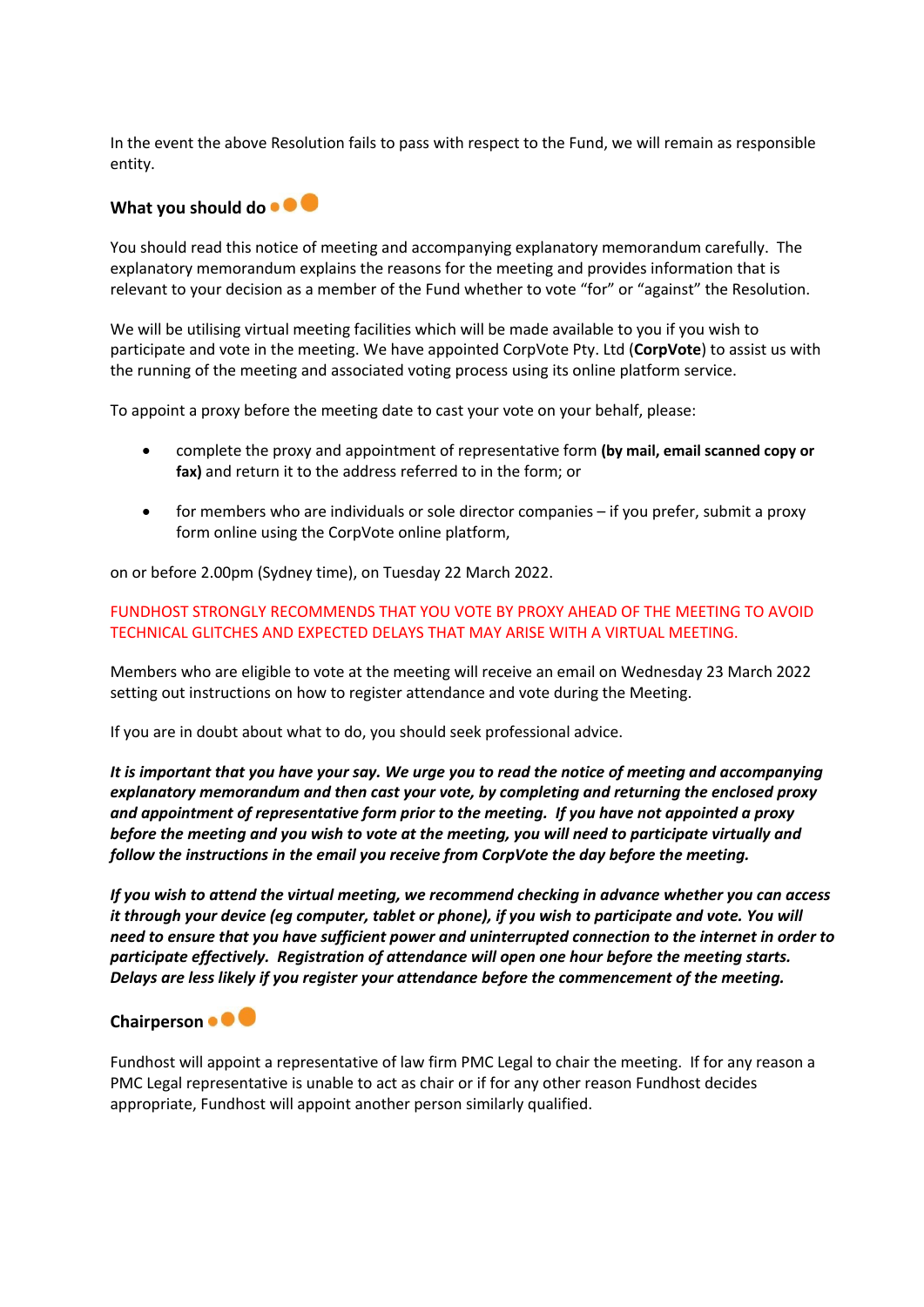In the event the above Resolution fails to pass with respect to the Fund, we will remain as responsible entity.

## What you should do

You should read this notice of meeting and accompanying explanatory memorandum carefully. The explanatory memorandum explains the reasons for the meeting and provides information that is relevant to your decision as a member of the Fund whether to vote "for" or "against" the Resolution.

We will be utilising virtual meeting facilities which will be made available to you if you wish to participate and vote in the meeting. We have appointed CorpVote Pty. Ltd (**CorpVote**) to assist us with the running of the meeting and associated voting process using its online platform service.

To appoint a proxy before the meeting date to cast your vote on your behalf, please:

- complete the proxy and appointment of representative form **(by mail, email scanned copy or fax)** and return it to the address referred to in the form; or
- for members who are individuals or sole director companies – if you prefer, submit a proxy form online using the CorpVote online platform,

on or before 2.00pm (Sydney time), on Tuesday 22 March 2022.

FUNDHOST STRONGLY RECOMMENDS THAT YOU VOTE BY PROXY AHEAD OF THE MEETING TO AVOID TECHNICAL GLITCHES AND EXPECTED DELAYS THAT MAY ARISE WITH A VIRTUAL MEETING.

Members who are eligible to vote at the meeting will receive an email on Wednesday 23 March 2022 setting out instructions on how to register attendance and vote during the Meeting.

If you are in doubt about what to do, you should seek professional advice.

***It is important that you have your say. We urge you to read the notice of meeting and accompanying explanatory memorandum and then cast your vote, by completing and returning the enclosed proxy and appointment of representative form prior to the meeting. If you have not appointed a proxy before the meeting and you wish to vote at the meeting, you will need to participate virtually and follow the instructions in the email you receive from CorpVote the day before the meeting.***

***If you wish to attend the virtual meeting, we recommend checking in advance whether you can access it through your device (eg computer, tablet or phone), if you wish to participate and vote. You will need to ensure that you have sufficient power and uninterrupted connection to the internet in order to participate effectively. Registration of attendance will open one hour before the meeting starts. Delays are less likely if you register your attendance before the commencement of the meeting.***

## Chairperson

Fundhost will appoint a representative of law firm PMC Legal to chair the meeting. If for any reason a PMC Legal representative is unable to act as chair or if for any other reason Fundhost decides appropriate, Fundhost will appoint another person similarly qualified.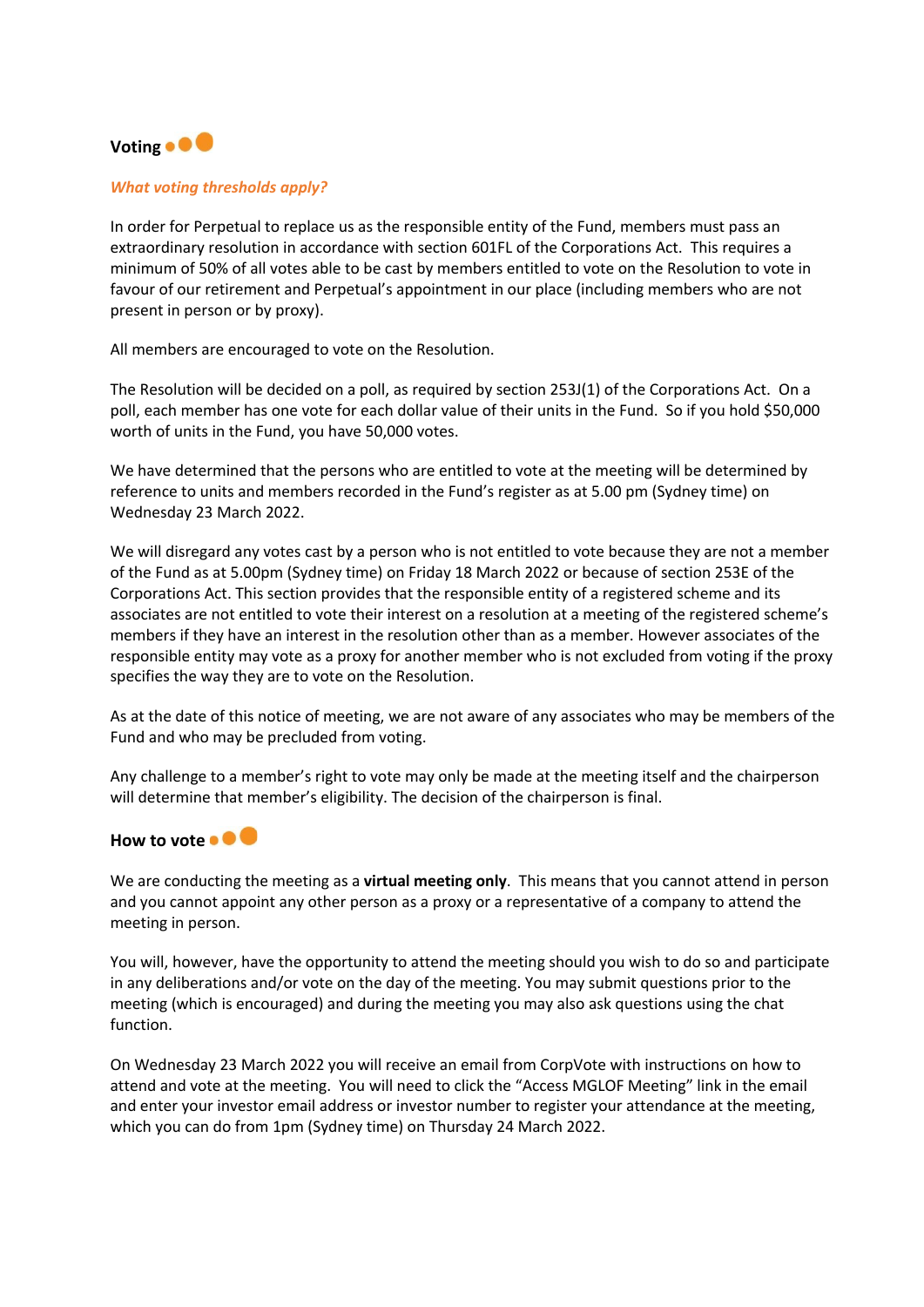## Voting

### *What voting thresholds apply?*

In order for Perpetual to replace us as the responsible entity of the Fund, members must pass an extraordinary resolution in accordance with section 601FL of the Corporations Act. This requires a minimum of 50% of all votes able to be cast by members entitled to vote on the Resolution to vote in favour of our retirement and Perpetual's appointment in our place (including members who are not present in person or by proxy).

All members are encouraged to vote on the Resolution.

The Resolution will be decided on a poll, as required by section 253J(1) of the Corporations Act. On a poll, each member has one vote for each dollar value of their units in the Fund. So if you hold $50,000 worth of units in the Fund, you have 50,000 votes.

We have determined that the persons who are entitled to vote at the meeting will be determined by reference to units and members recorded in the Fund's register as at 5.00 pm (Sydney time) on Wednesday 23 March 2022.

We will disregard any votes cast by a person who is not entitled to vote because they are not a member of the Fund as at 5.00pm (Sydney time) on Friday 18 March 2022 or because of section 253E of the Corporations Act. This section provides that the responsible entity of a registered scheme and its associates are not entitled to vote their interest on a resolution at a meeting of the registered scheme's members if they have an interest in the resolution other than as a member. However associates of the responsible entity may vote as a proxy for another member who is not excluded from voting if the proxy specifies the way they are to vote on the Resolution.

As at the date of this notice of meeting, we are not aware of any associates who may be members of the Fund and who may be precluded from voting.

Any challenge to a member's right to vote may only be made at the meeting itself and the chairperson will determine that member's eligibility. The decision of the chairperson is final.

## How to vote

We are conducting the meeting as a **virtual meeting only**. This means that you cannot attend in person and you cannot appoint any other person as a proxy or a representative of a company to attend the meeting in person.

You will, however, have the opportunity to attend the meeting should you wish to do so and participate in any deliberations and/or vote on the day of the meeting. You may submit questions prior to the meeting (which is encouraged) and during the meeting you may also ask questions using the chat function.

On Wednesday 23 March 2022 you will receive an email from CorpVote with instructions on how to attend and vote at the meeting. You will need to click the "Access MGLOF Meeting" link in the email and enter your investor email address or investor number to register your attendance at the meeting, which you can do from 1pm (Sydney time) on Thursday 24 March 2022.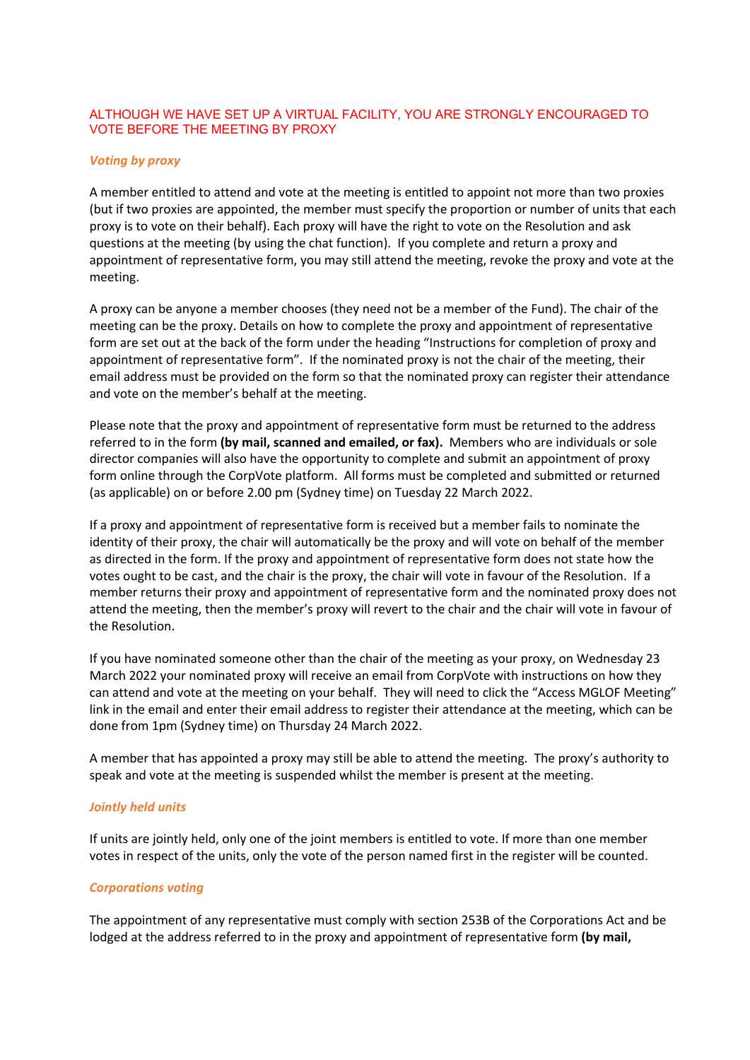ALTHOUGH WE HAVE SET UP A VIRTUAL FACILITY, YOU ARE STRONGLY ENCOURAGED TO VOTE BEFORE THE MEETING BY PROXY

### *Voting by proxy*

A member entitled to attend and vote at the meeting is entitled to appoint not more than two proxies (but if two proxies are appointed, the member must specify the proportion or number of units that each proxy is to vote on their behalf). Each proxy will have the right to vote on the Resolution and ask questions at the meeting (by using the chat function). If you complete and return a proxy and appointment of representative form, you may still attend the meeting, revoke the proxy and vote at the meeting.

A proxy can be anyone a member chooses (they need not be a member of the Fund). The chair of the meeting can be the proxy. Details on how to complete the proxy and appointment of representative form are set out at the back of the form under the heading "Instructions for completion of proxy and appointment of representative form". If the nominated proxy is not the chair of the meeting, their email address must be provided on the form so that the nominated proxy can register their attendance and vote on the member's behalf at the meeting.

Please note that the proxy and appointment of representative form must be returned to the address referred to in the form **(by mail, scanned and emailed, or fax).** Members who are individuals or sole director companies will also have the opportunity to complete and submit an appointment of proxy form online through the CorpVote platform. All forms must be completed and submitted or returned (as applicable) on or before 2.00 pm (Sydney time) on Tuesday 22 March 2022.

If a proxy and appointment of representative form is received but a member fails to nominate the identity of their proxy, the chair will automatically be the proxy and will vote on behalf of the member as directed in the form. If the proxy and appointment of representative form does not state how the votes ought to be cast, and the chair is the proxy, the chair will vote in favour of the Resolution. If a member returns their proxy and appointment of representative form and the nominated proxy does not attend the meeting, then the member's proxy will revert to the chair and the chair will vote in favour of the Resolution.

If you have nominated someone other than the chair of the meeting as your proxy, on Wednesday 23 March 2022 your nominated proxy will receive an email from CorpVote with instructions on how they can attend and vote at the meeting on your behalf. They will need to click the "Access MGLOF Meeting" link in the email and enter their email address to register their attendance at the meeting, which can be done from 1pm (Sydney time) on Thursday 24 March 2022.

A member that has appointed a proxy may still be able to attend the meeting. The proxy's authority to speak and vote at the meeting is suspended whilst the member is present at the meeting.

### *Jointly held units*

If units are jointly held, only one of the joint members is entitled to vote. If more than one member votes in respect of the units, only the vote of the person named first in the register will be counted.

### *Corporations voting*

The appointment of any representative must comply with section 253B of the Corporations Act and be lodged at the address referred to in the proxy and appointment of representative form **(by mail,**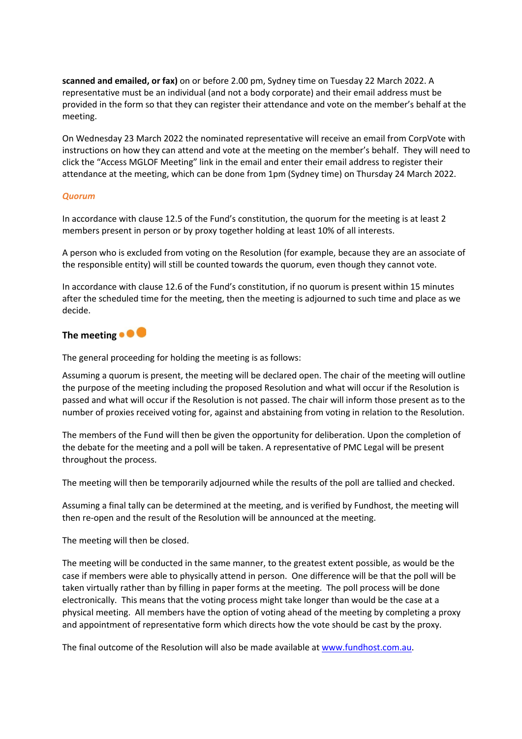**scanned and emailed, or fax)** on or before 2.00 pm, Sydney time on Tuesday 22 March 2022. A representative must be an individual (and not a body corporate) and their email address must be provided in the form so that they can register their attendance and vote on the member's behalf at the meeting.

On Wednesday 23 March 2022 the nominated representative will receive an email from CorpVote with instructions on how they can attend and vote at the meeting on the member's behalf. They will need to click the "Access MGLOF Meeting" link in the email and enter their email address to register their attendance at the meeting, which can be done from 1pm (Sydney time) on Thursday 24 March 2022.

***Quorum***

In accordance with clause 12.5 of the Fund's constitution, the quorum for the meeting is at least 2 members present in person or by proxy together holding at least 10% of all interests.

A person who is excluded from voting on the Resolution (for example, because they are an associate of the responsible entity) will still be counted towards the quorum, even though they cannot vote.

In accordance with clause 12.6 of the Fund's constitution, if no quorum is present within 15 minutes after the scheduled time for the meeting, then the meeting is adjourned to such time and place as we decide.

## The meeting

The general proceeding for holding the meeting is as follows:

Assuming a quorum is present, the meeting will be declared open. The chair of the meeting will outline the purpose of the meeting including the proposed Resolution and what will occur if the Resolution is passed and what will occur if the Resolution is not passed. The chair will inform those present as to the number of proxies received voting for, against and abstaining from voting in relation to the Resolution.

The members of the Fund will then be given the opportunity for deliberation. Upon the completion of the debate for the meeting and a poll will be taken. A representative of PMC Legal will be present throughout the process.

The meeting will then be temporarily adjourned while the results of the poll are tallied and checked.

Assuming a final tally can be determined at the meeting, and is verified by Fundhost, the meeting will then re-open and the result of the Resolution will be announced at the meeting.

The meeting will then be closed.

The meeting will be conducted in the same manner, to the greatest extent possible, as would be the case if members were able to physically attend in person. One difference will be that the poll will be taken virtually rather than by filling in paper forms at the meeting. The poll process will be done electronically. This means that the voting process might take longer than would be the case at a physical meeting. All members have the option of voting ahead of the meeting by completing a proxy and appointment of representative form which directs how the vote should be cast by the proxy.

The final outcome of the Resolution will also be made available at www.fundhost.com.au.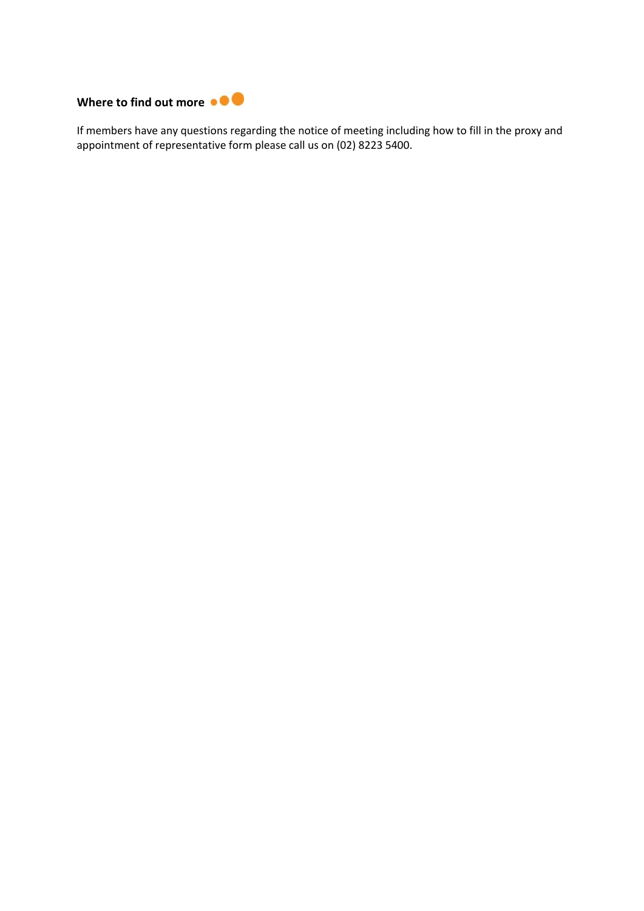## Where to find out more

If members have any questions regarding the notice of meeting including how to fill in the proxy and appointment of representative form please call us on (02) 8223 5400.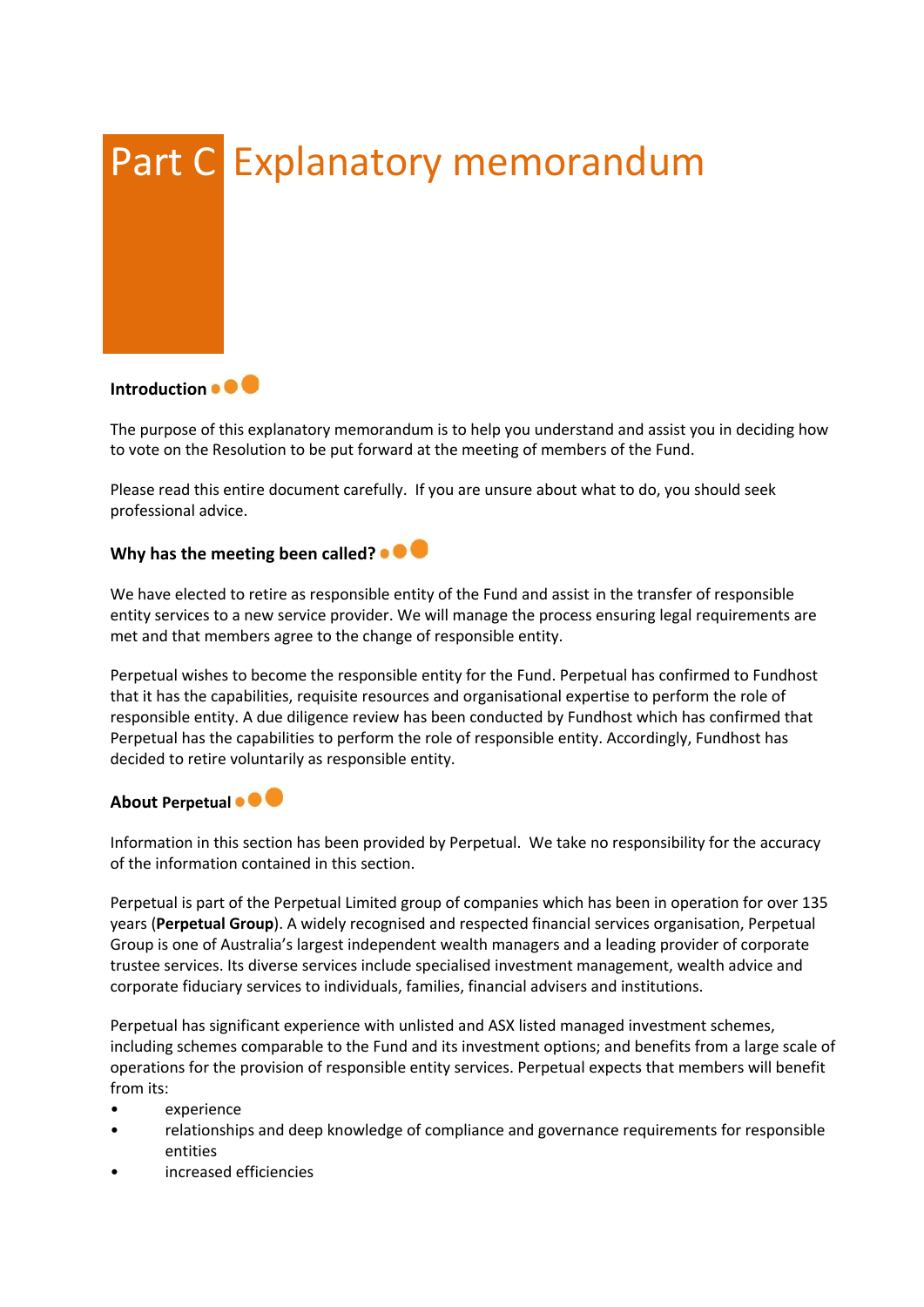# Part C Explanatory memorandum

## Introduction

The purpose of this explanatory memorandum is to help you understand and assist you in deciding how to vote on the Resolution to be put forward at the meeting of members of the Fund.

Please read this entire document carefully. If you are unsure about what to do, you should seek professional advice.

## Why has the meeting been called?

We have elected to retire as responsible entity of the Fund and assist in the transfer of responsible entity services to a new service provider. We will manage the process ensuring legal requirements are met and that members agree to the change of responsible entity.

Perpetual wishes to become the responsible entity for the Fund. Perpetual has confirmed to Fundhost that it has the capabilities, requisite resources and organisational expertise to perform the role of responsible entity. A due diligence review has been conducted by Fundhost which has confirmed that Perpetual has the capabilities to perform the role of responsible entity. Accordingly, Fundhost has decided to retire voluntarily as responsible entity.

## About Perpetual

Information in this section has been provided by Perpetual. We take no responsibility for the accuracy of the information contained in this section.

Perpetual is part of the Perpetual Limited group of companies which has been in operation for over 135 years (**Perpetual Group**). A widely recognised and respected financial services organisation, Perpetual Group is one of Australia's largest independent wealth managers and a leading provider of corporate trustee services. Its diverse services include specialised investment management, wealth advice and corporate fiduciary services to individuals, families, financial advisers and institutions.

Perpetual has significant experience with unlisted and ASX listed managed investment schemes, including schemes comparable to the Fund and its investment options; and benefits from a large scale of operations for the provision of responsible entity services. Perpetual expects that members will benefit from its:

- experience
- relationships and deep knowledge of compliance and governance requirements for responsible entities
- increased efficiencies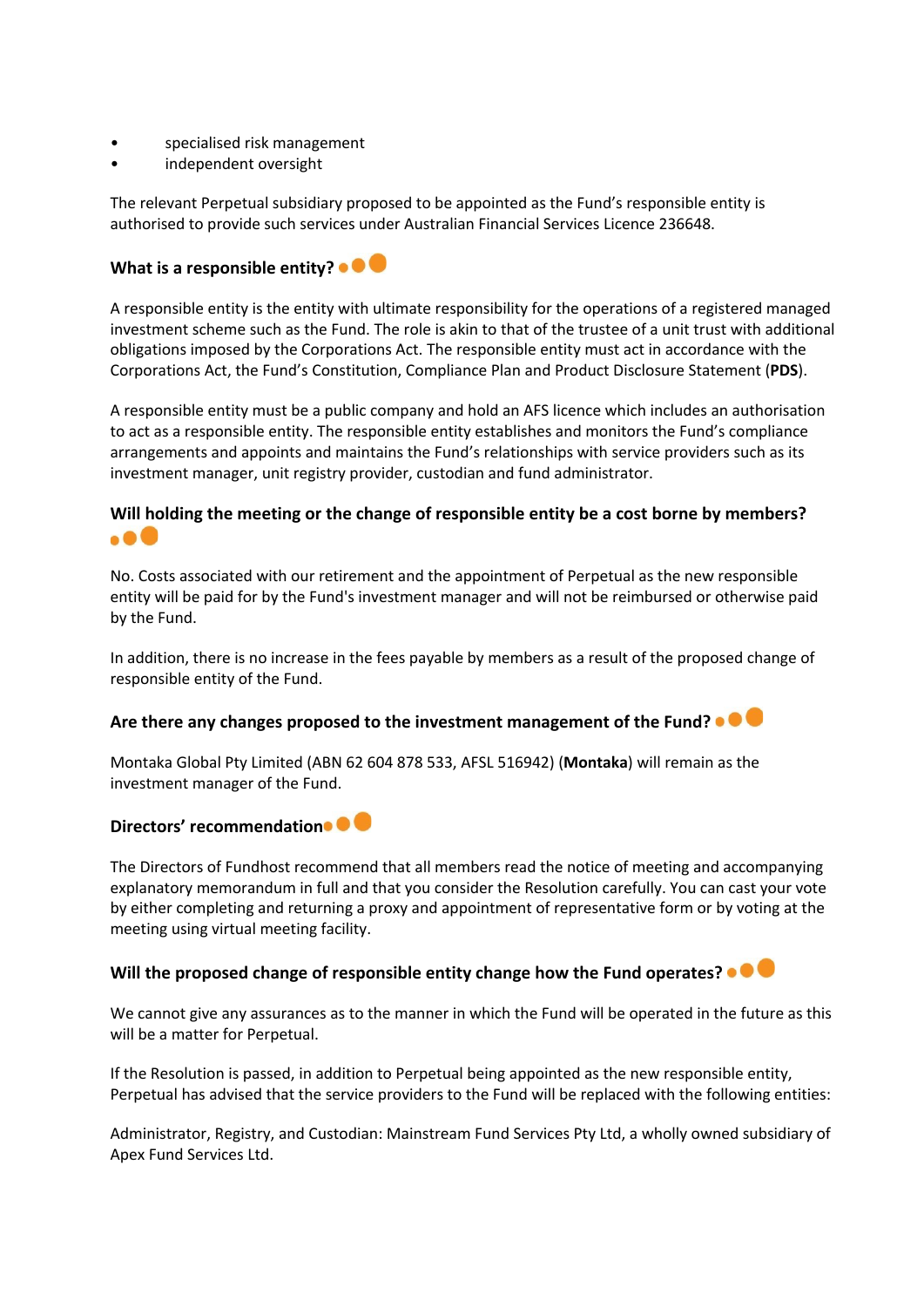- specialised risk management
- independent oversight

The relevant Perpetual subsidiary proposed to be appointed as the Fund's responsible entity is authorised to provide such services under Australian Financial Services Licence 236648.

### What is a responsible entity?

A responsible entity is the entity with ultimate responsibility for the operations of a registered managed investment scheme such as the Fund. The role is akin to that of the trustee of a unit trust with additional obligations imposed by the Corporations Act. The responsible entity must act in accordance with the Corporations Act, the Fund's Constitution, Compliance Plan and Product Disclosure Statement (**PDS**).

A responsible entity must be a public company and hold an AFS licence which includes an authorisation to act as a responsible entity. The responsible entity establishes and monitors the Fund's compliance arrangements and appoints and maintains the Fund's relationships with service providers such as its investment manager, unit registry provider, custodian and fund administrator.

### Will holding the meeting or the change of responsible entity be a cost borne by members?

No. Costs associated with our retirement and the appointment of Perpetual as the new responsible entity will be paid for by the Fund's investment manager and will not be reimbursed or otherwise paid by the Fund.

In addition, there is no increase in the fees payable by members as a result of the proposed change of responsible entity of the Fund.

### Are there any changes proposed to the investment management of the Fund?

Montaka Global Pty Limited (ABN 62 604 878 533, AFSL 516942) (**Montaka**) will remain as the investment manager of the Fund.

### Directors' recommendation

The Directors of Fundhost recommend that all members read the notice of meeting and accompanying explanatory memorandum in full and that you consider the Resolution carefully. You can cast your vote by either completing and returning a proxy and appointment of representative form or by voting at the meeting using virtual meeting facility.

### Will the proposed change of responsible entity change how the Fund operates?

We cannot give any assurances as to the manner in which the Fund will be operated in the future as this will be a matter for Perpetual.

If the Resolution is passed, in addition to Perpetual being appointed as the new responsible entity, Perpetual has advised that the service providers to the Fund will be replaced with the following entities:

Administrator, Registry, and Custodian: Mainstream Fund Services Pty Ltd, a wholly owned subsidiary of Apex Fund Services Ltd.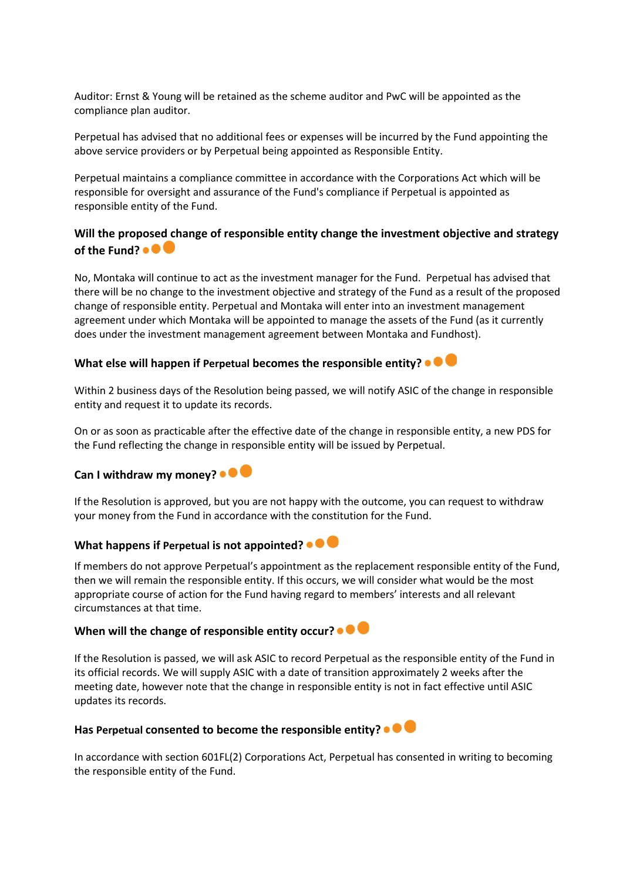Auditor: Ernst & Young will be retained as the scheme auditor and PwC will be appointed as the compliance plan auditor.

Perpetual has advised that no additional fees or expenses will be incurred by the Fund appointing the above service providers or by Perpetual being appointed as Responsible Entity.

Perpetual maintains a compliance committee in accordance with the Corporations Act which will be responsible for oversight and assurance of the Fund's compliance if Perpetual is appointed as responsible entity of the Fund.

### Will the proposed change of responsible entity change the investment objective and strategy of the Fund?

No, Montaka will continue to act as the investment manager for the Fund. Perpetual has advised that there will be no change to the investment objective and strategy of the Fund as a result of the proposed change of responsible entity. Perpetual and Montaka will enter into an investment management agreement under which Montaka will be appointed to manage the assets of the Fund (as it currently does under the investment management agreement between Montaka and Fundhost).

### What else will happen if Perpetual becomes the responsible entity?

Within 2 business days of the Resolution being passed, we will notify ASIC of the change in responsible entity and request it to update its records.

On or as soon as practicable after the effective date of the change in responsible entity, a new PDS for the Fund reflecting the change in responsible entity will be issued by Perpetual.

### Can I withdraw my money?

If the Resolution is approved, but you are not happy with the outcome, you can request to withdraw your money from the Fund in accordance with the constitution for the Fund.

### What happens if Perpetual is not appointed?

If members do not approve Perpetual's appointment as the replacement responsible entity of the Fund, then we will remain the responsible entity. If this occurs, we will consider what would be the most appropriate course of action for the Fund having regard to members' interests and all relevant circumstances at that time.

### When will the change of responsible entity occur?

If the Resolution is passed, we will ask ASIC to record Perpetual as the responsible entity of the Fund in its official records. We will supply ASIC with a date of transition approximately 2 weeks after the meeting date, however note that the change in responsible entity is not in fact effective until ASIC updates its records.

### Has Perpetual consented to become the responsible entity?

In accordance with section 601FL(2) Corporations Act, Perpetual has consented in writing to becoming the responsible entity of the Fund.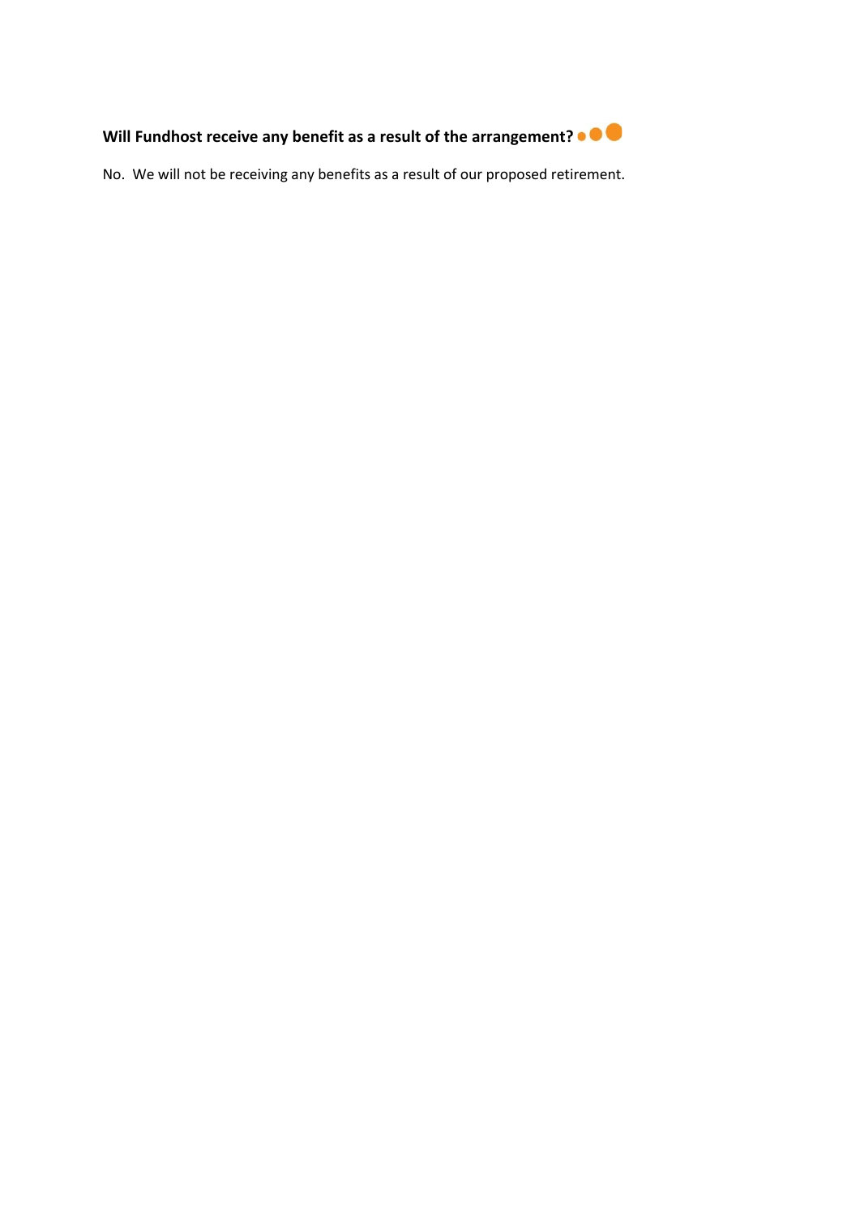**Will Fundhost receive any benefit as a result of the arrangement?**

No. We will not be receiving any benefits as a result of our proposed retirement.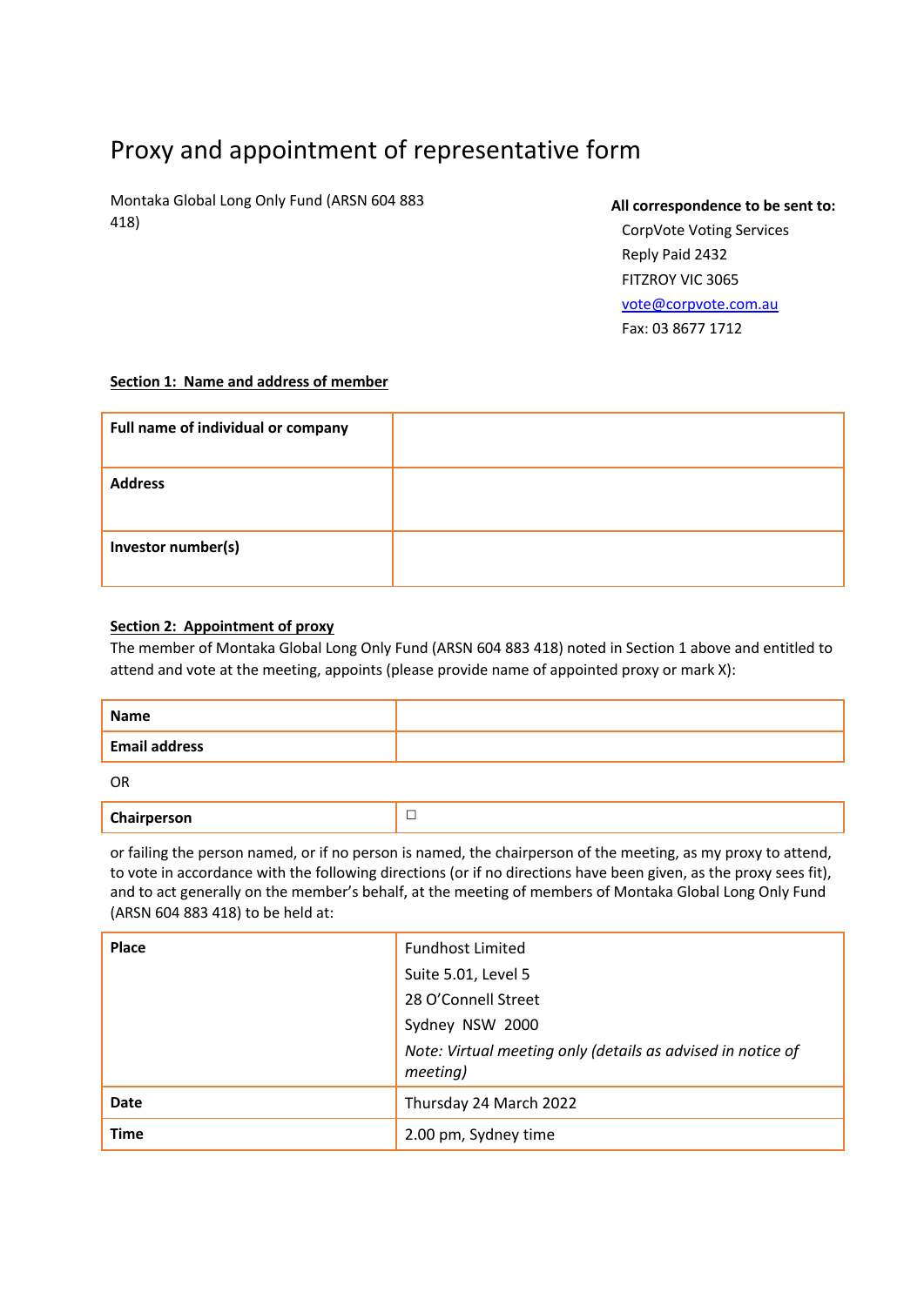# Proxy and appointment of representative form

Montaka Global Long Only Fund (ARSN 604 883 418)

**All correspondence to be sent to:**
CorpVote Voting Services
Reply Paid 2432
FITZROY VIC 3065
vote@corpvote.com.au
Fax: 03 8677 1712

**Section 1: Name and address of member**

| **Full name of individual or company** | |
|---|---|
| **Address** | |
| **Investor number(s)** | |

**Section 2: Appointment of proxy**

The member of Montaka Global Long Only Fund (ARSN 604 883 418) noted in Section 1 above and entitled to attend and vote at the meeting, appoints (please provide name of appointed proxy or mark X):

| **Name** | |
|---|---|
| **Email address** | |

OR

| **Chairperson** | ☐ |
|---|---|

or failing the person named, or if no person is named, the chairperson of the meeting, as my proxy to attend, to vote in accordance with the following directions (or if no directions have been given, as the proxy sees fit), and to act generally on the member's behalf, at the meeting of members of Montaka Global Long Only Fund (ARSN 604 883 418) to be held at:

| **Place** | Fundhost Limited<br>Suite 5.01, Level 5<br>28 O'Connell Street<br>Sydney NSW 2000<br>*Note: Virtual meeting only (details as advised in notice of meeting)* |
|---|---|
| **Date** | Thursday 24 March 2022 |
| **Time** | 2.00 pm, Sydney time |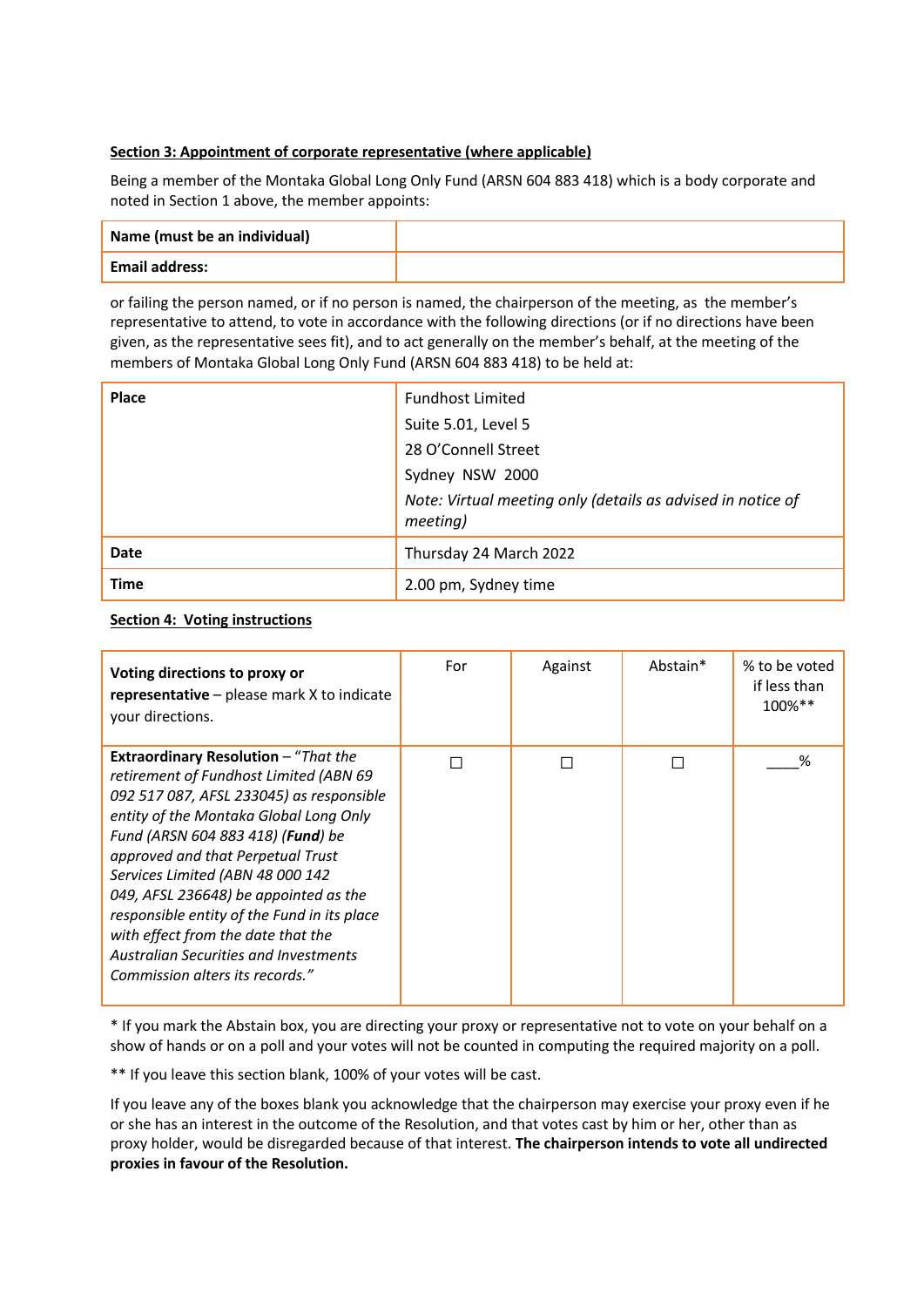**Section 3: Appointment of corporate representative (where applicable)**

Being a member of the Montaka Global Long Only Fund (ARSN 604 883 418) which is a body corporate and noted in Section 1 above, the member appoints:

| **Name (must be an individual)** | |
|---|---|
| **Email address:** | |

or failing the person named, or if no person is named, the chairperson of the meeting, as the member's representative to attend, to vote in accordance with the following directions (or if no directions have been given, as the representative sees fit), and to act generally on the member's behalf, at the meeting of the members of Montaka Global Long Only Fund (ARSN 604 883 418) to be held at:

| **Place** | Fundhost Limited<br>Suite 5.01, Level 5<br>28 O'Connell Street<br>Sydney NSW 2000<br>*Note: Virtual meeting only (details as advised in notice of meeting)* |
|---|---|
| **Date** | Thursday 24 March 2022 |
| **Time** | 2.00 pm, Sydney time |

**Section 4: Voting instructions**

| **Voting directions to proxy or representative** – please mark X to indicate your directions. | For | Against | Abstain* | % to be voted if less than 100%** |
|---|---|---|---|---|
| **Extraordinary Resolution** – *"That the retirement of Fundhost Limited (ABN 69 092 517 087, AFSL 233045) as responsible entity of the Montaka Global Long Only Fund (ARSN 604 883 418) (**Fund**) be approved and that Perpetual Trust Services Limited (ABN 48 000 142 049, AFSL 236648) be appointed as the responsible entity of the Fund in its place with effect from the date that the Australian Securities and Investments Commission alters its records."* | ☐ | ☐ | ☐ | ____% |

* If you mark the Abstain box, you are directing your proxy or representative not to vote on your behalf on a show of hands or on a poll and your votes will not be counted in computing the required majority on a poll.

** If you leave this section blank, 100% of your votes will be cast.

If you leave any of the boxes blank you acknowledge that the chairperson may exercise your proxy even if he or she has an interest in the outcome of the Resolution, and that votes cast by him or her, other than as proxy holder, would be disregarded because of that interest. **The chairperson intends to vote all undirected proxies in favour of the Resolution.**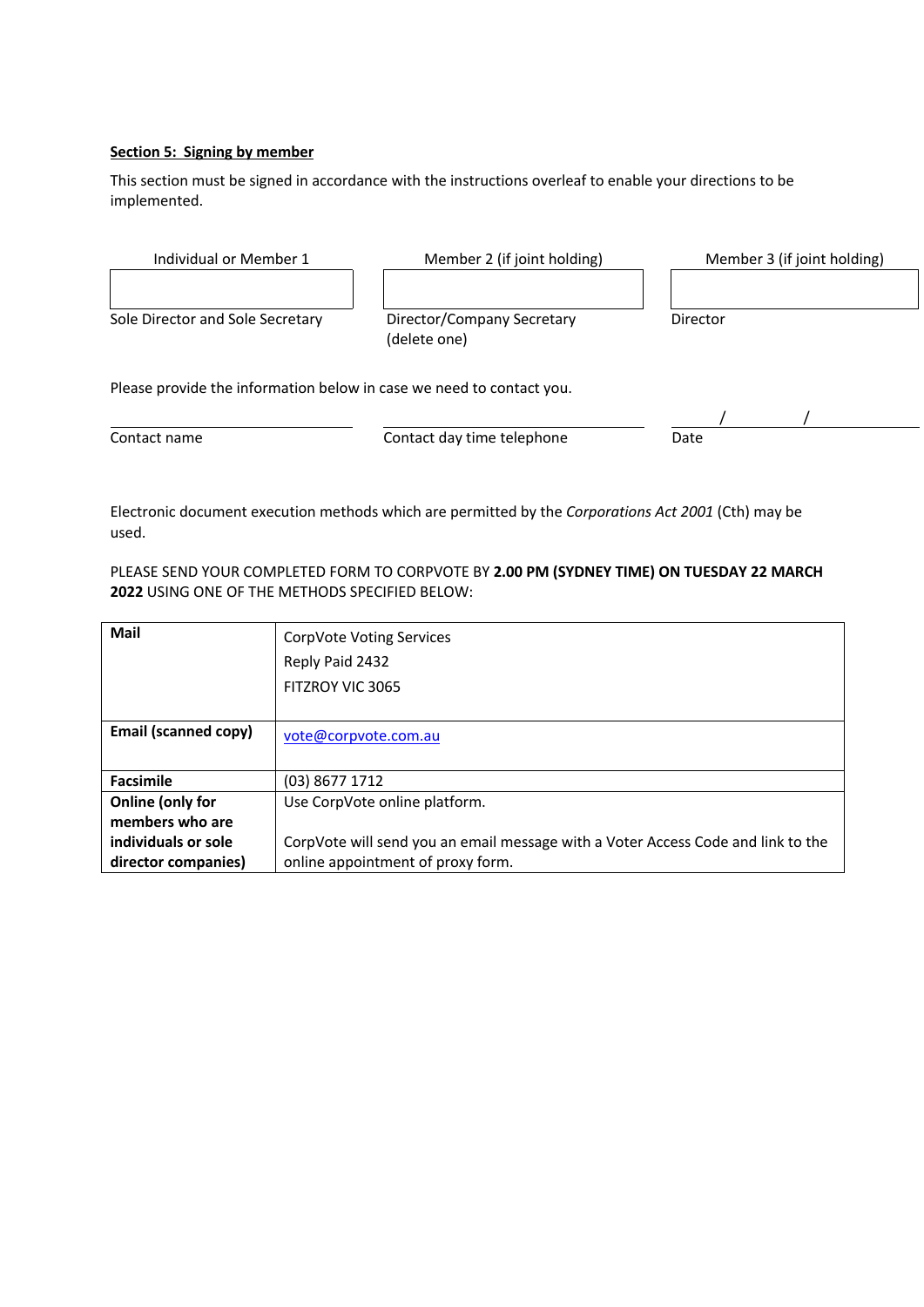**Section 5: Signing by member**

This section must be signed in accordance with the instructions overleaf to enable your directions to be implemented.

| Individual or Member 1 | Member 2 (if joint holding) | Member 3 (if joint holding) |
| --- | --- | --- |
| | | |
| Sole Director and Sole Secretary | Director/Company Secretary (delete one) | Director |

Please provide the information below in case we need to contact you.

| | | / / |
| --- | --- | --- |
| Contact name | Contact day time telephone | Date |

Electronic document execution methods which are permitted by the *Corporations Act 2001* (Cth) may be used.

PLEASE SEND YOUR COMPLETED FORM TO CORPVOTE BY **2.00 PM (SYDNEY TIME) ON TUESDAY 22 MARCH 2022** USING ONE OF THE METHODS SPECIFIED BELOW:

| | |
| --- | --- |
| **Mail** | CorpVote Voting Services<br>Reply Paid 2432<br>FITZROY VIC 3065 |
| **Email (scanned copy)** | vote@corpvote.com.au |
| **Facsimile** | (03) 8677 1712 |
| **Online (only for members who are individuals or sole director companies)** | Use CorpVote online platform.<br><br>CorpVote will send you an email message with a Voter Access Code and link to the online appointment of proxy form. |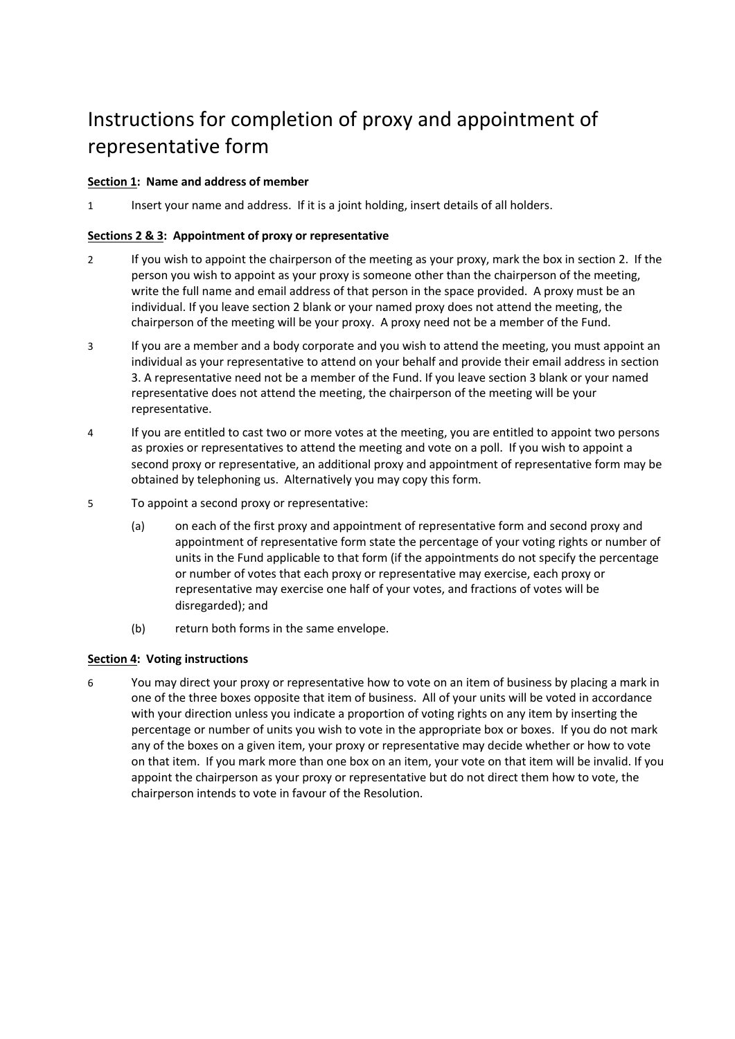# Instructions for completion of proxy and appointment of representative form

**Section 1: Name and address of member**

1 Insert your name and address. If it is a joint holding, insert details of all holders.

**Sections 2 & 3: Appointment of proxy or representative**

2 If you wish to appoint the chairperson of the meeting as your proxy, mark the box in section 2. If the person you wish to appoint as your proxy is someone other than the chairperson of the meeting, write the full name and email address of that person in the space provided. A proxy must be an individual. If you leave section 2 blank or your named proxy does not attend the meeting, the chairperson of the meeting will be your proxy. A proxy need not be a member of the Fund.

3 If you are a member and a body corporate and you wish to attend the meeting, you must appoint an individual as your representative to attend on your behalf and provide their email address in section 3. A representative need not be a member of the Fund. If you leave section 3 blank or your named representative does not attend the meeting, the chairperson of the meeting will be your representative.

4 If you are entitled to cast two or more votes at the meeting, you are entitled to appoint two persons as proxies or representatives to attend the meeting and vote on a poll. If you wish to appoint a second proxy or representative, an additional proxy and appointment of representative form may be obtained by telephoning us. Alternatively you may copy this form.

5 To appoint a second proxy or representative:

(a) on each of the first proxy and appointment of representative form and second proxy and appointment of representative form state the percentage of your voting rights or number of units in the Fund applicable to that form (if the appointments do not specify the percentage or number of votes that each proxy or representative may exercise, each proxy or representative may exercise one half of your votes, and fractions of votes will be disregarded); and

(b) return both forms in the same envelope.

**Section 4: Voting instructions**

6 You may direct your proxy or representative how to vote on an item of business by placing a mark in one of the three boxes opposite that item of business. All of your units will be voted in accordance with your direction unless you indicate a proportion of voting rights on any item by inserting the percentage or number of units you wish to vote in the appropriate box or boxes. If you do not mark any of the boxes on a given item, your proxy or representative may decide whether or how to vote on that item. If you mark more than one box on an item, your vote on that item will be invalid. If you appoint the chairperson as your proxy or representative but do not direct them how to vote, the chairperson intends to vote in favour of the Resolution.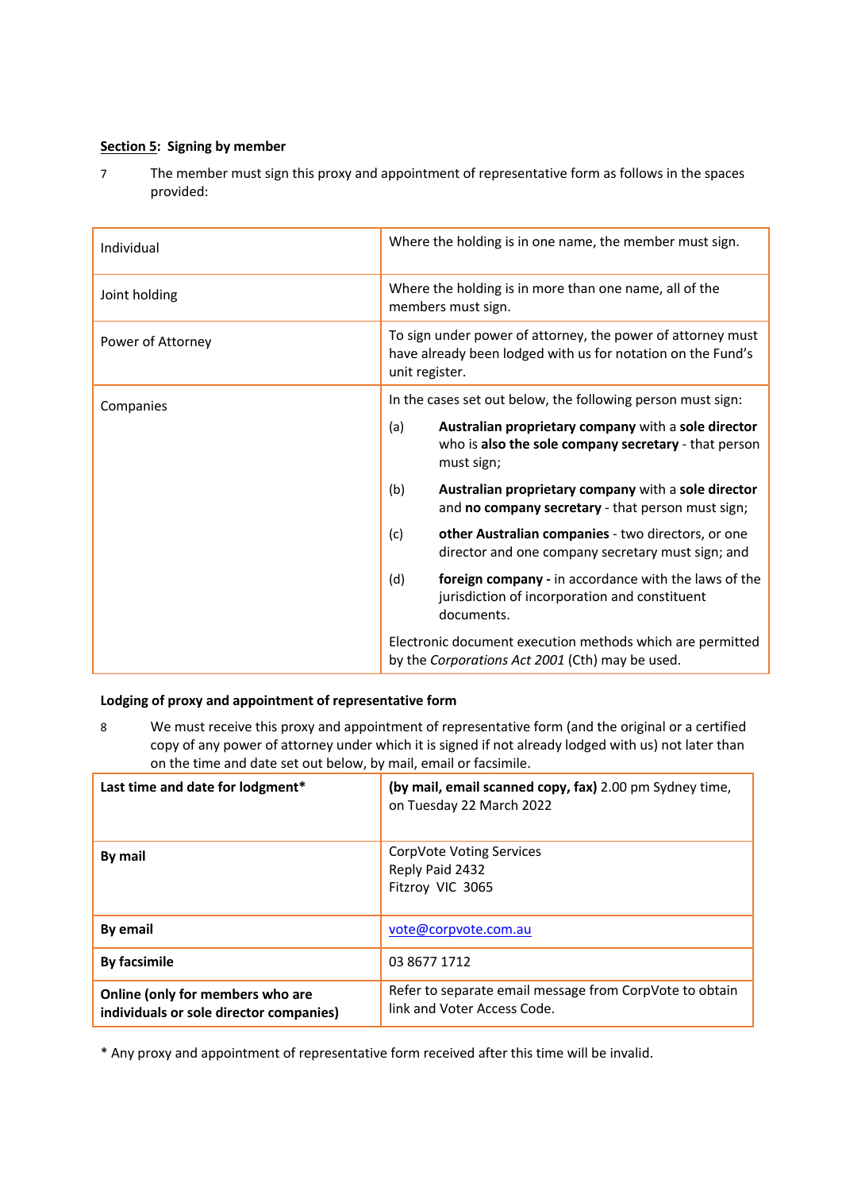**<u>Section 5</u>: Signing by member**

7 The member must sign this proxy and appointment of representative form as follows in the spaces provided:

| | |
|---|---|
| Individual | Where the holding is in one name, the member must sign. |
| Joint holding | Where the holding is in more than one name, all of the members must sign. |
| Power of Attorney | To sign under power of attorney, the power of attorney must have already been lodged with us for notation on the Fund's unit register. |
| Companies | In the cases set out below, the following person must sign:<br><br>(a) **Australian proprietary company** with a **sole director** who is **also the sole company secretary** - that person must sign;<br><br>(b) **Australian proprietary company** with a **sole director** and **no company secretary** - that person must sign;<br><br>(c) **other Australian companies** - two directors, or one director and one company secretary must sign; and<br><br>(d) **foreign company -** in accordance with the laws of the jurisdiction of incorporation and constituent documents.<br><br>Electronic document execution methods which are permitted by the *Corporations Act 2001* (Cth) may be used. |

**Lodging of proxy and appointment of representative form**

8 We must receive this proxy and appointment of representative form (and the original or a certified copy of any power of attorney under which it is signed if not already lodged with us) not later than on the time and date set out below, by mail, email or facsimile.

| | |
|---|---|
| **Last time and date for lodgment*** | **(by mail, email scanned copy, fax)** 2.00 pm Sydney time, on Tuesday 22 March 2022 |
| **By mail** | CorpVote Voting Services<br>Reply Paid 2432<br>Fitzroy VIC 3065 |
| **By email** | vote@corpvote.com.au |
| **By facsimile** | 03 8677 1712 |
| **Online (only for members who are individuals or sole director companies)** | Refer to separate email message from CorpVote to obtain link and Voter Access Code. |

* Any proxy and appointment of representative form received after this time will be invalid.